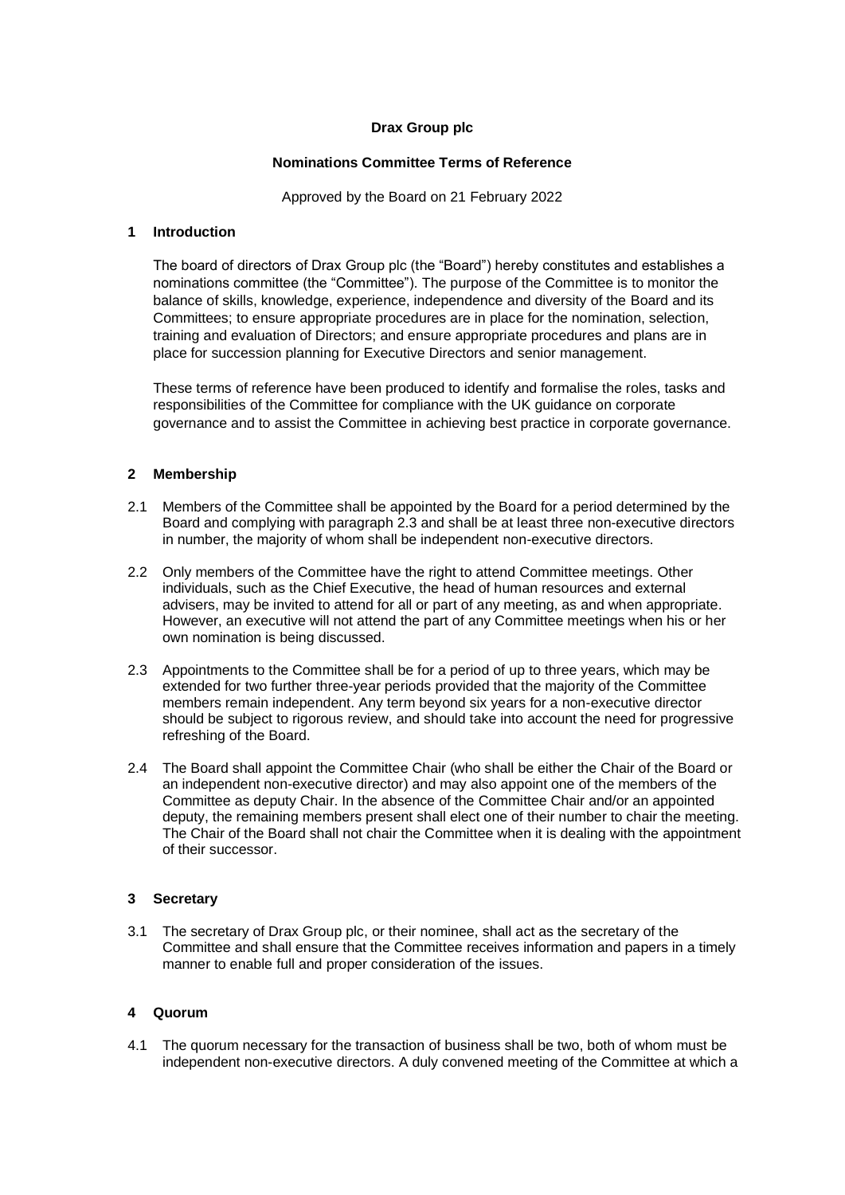**Drax Group plc**

**Nominations Committee Terms of Reference**

Approved by the Board on 21 February 2022

## 1 Introduction

The board of directors of Drax Group plc (the "Board") hereby constitutes and establishes a nominations committee (the "Committee"). The purpose of the Committee is to monitor the balance of skills, knowledge, experience, independence and diversity of the Board and its Committees; to ensure appropriate procedures are in place for the nomination, selection, training and evaluation of Directors; and ensure appropriate procedures and plans are in place for succession planning for Executive Directors and senior management.

These terms of reference have been produced to identify and formalise the roles, tasks and responsibilities of the Committee for compliance with the UK guidance on corporate governance and to assist the Committee in achieving best practice in corporate governance.

## 2 Membership

2.1 Members of the Committee shall be appointed by the Board for a period determined by the Board and complying with paragraph 2.3 and shall be at least three non-executive directors in number, the majority of whom shall be independent non-executive directors.

2.2 Only members of the Committee have the right to attend Committee meetings. Other individuals, such as the Chief Executive, the head of human resources and external advisers, may be invited to attend for all or part of any meeting, as and when appropriate. However, an executive will not attend the part of any Committee meetings when his or her own nomination is being discussed.

2.3 Appointments to the Committee shall be for a period of up to three years, which may be extended for two further three-year periods provided that the majority of the Committee members remain independent. Any term beyond six years for a non-executive director should be subject to rigorous review, and should take into account the need for progressive refreshing of the Board.

2.4 The Board shall appoint the Committee Chair (who shall be either the Chair of the Board or an independent non-executive director) and may also appoint one of the members of the Committee as deputy Chair. In the absence of the Committee Chair and/or an appointed deputy, the remaining members present shall elect one of their number to chair the meeting. The Chair of the Board shall not chair the Committee when it is dealing with the appointment of their successor.

## 3 Secretary

3.1 The secretary of Drax Group plc, or their nominee, shall act as the secretary of the Committee and shall ensure that the Committee receives information and papers in a timely manner to enable full and proper consideration of the issues.

## 4 Quorum

4.1 The quorum necessary for the transaction of business shall be two, both of whom must be independent non-executive directors. A duly convened meeting of the Committee at which a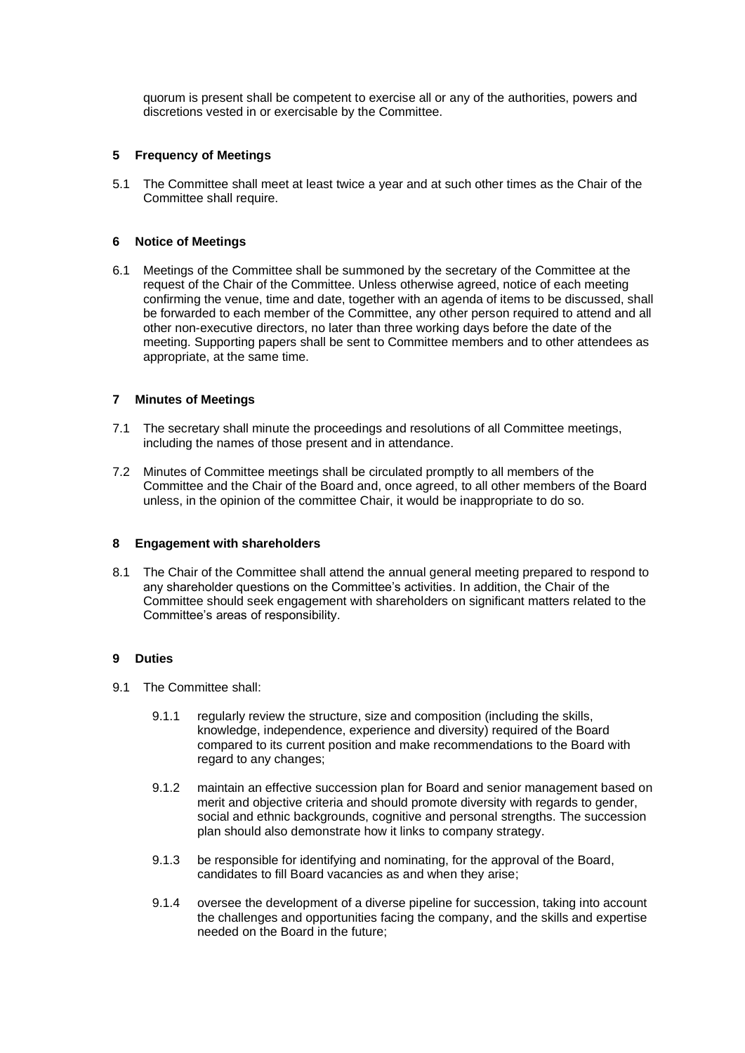quorum is present shall be competent to exercise all or any of the authorities, powers and discretions vested in or exercisable by the Committee.

## 5 Frequency of Meetings

5.1 The Committee shall meet at least twice a year and at such other times as the Chair of the Committee shall require.

## 6 Notice of Meetings

6.1 Meetings of the Committee shall be summoned by the secretary of the Committee at the request of the Chair of the Committee. Unless otherwise agreed, notice of each meeting confirming the venue, time and date, together with an agenda of items to be discussed, shall be forwarded to each member of the Committee, any other person required to attend and all other non-executive directors, no later than three working days before the date of the meeting. Supporting papers shall be sent to Committee members and to other attendees as appropriate, at the same time.

## 7 Minutes of Meetings

7.1 The secretary shall minute the proceedings and resolutions of all Committee meetings, including the names of those present and in attendance.

7.2 Minutes of Committee meetings shall be circulated promptly to all members of the Committee and the Chair of the Board and, once agreed, to all other members of the Board unless, in the opinion of the committee Chair, it would be inappropriate to do so.

## 8 Engagement with shareholders

8.1 The Chair of the Committee shall attend the annual general meeting prepared to respond to any shareholder questions on the Committee's activities. In addition, the Chair of the Committee should seek engagement with shareholders on significant matters related to the Committee's areas of responsibility.

## 9 Duties

9.1 The Committee shall:

9.1.1 regularly review the structure, size and composition (including the skills, knowledge, independence, experience and diversity) required of the Board compared to its current position and make recommendations to the Board with regard to any changes;

9.1.2 maintain an effective succession plan for Board and senior management based on merit and objective criteria and should promote diversity with regards to gender, social and ethnic backgrounds, cognitive and personal strengths. The succession plan should also demonstrate how it links to company strategy.

9.1.3 be responsible for identifying and nominating, for the approval of the Board, candidates to fill Board vacancies as and when they arise;

9.1.4 oversee the development of a diverse pipeline for succession, taking into account the challenges and opportunities facing the company, and the skills and expertise needed on the Board in the future;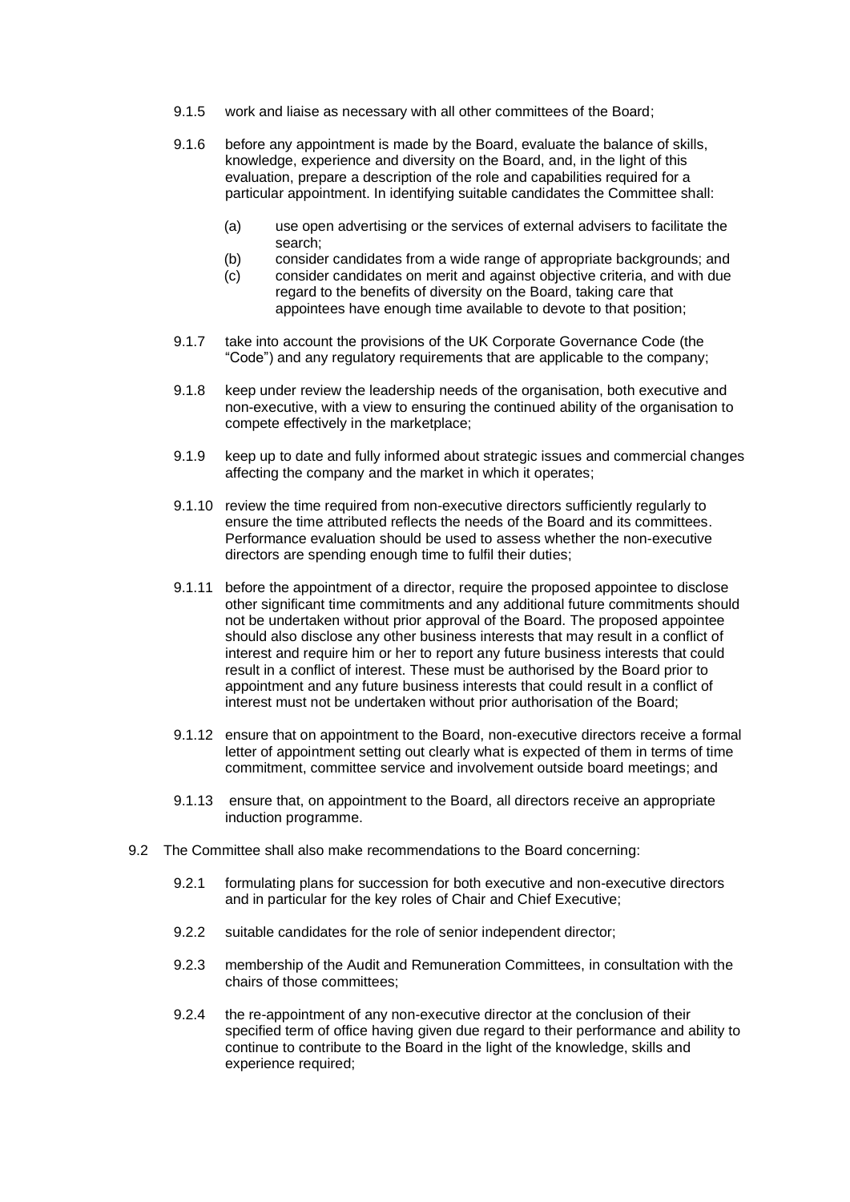9.1.5 work and liaise as necessary with all other committees of the Board;

9.1.6 before any appointment is made by the Board, evaluate the balance of skills, knowledge, experience and diversity on the Board, and, in the light of this evaluation, prepare a description of the role and capabilities required for a particular appointment. In identifying suitable candidates the Committee shall:

   (a) use open advertising or the services of external advisers to facilitate the search;
   (b) consider candidates from a wide range of appropriate backgrounds; and
   (c) consider candidates on merit and against objective criteria, and with due regard to the benefits of diversity on the Board, taking care that appointees have enough time available to devote to that position;

9.1.7 take into account the provisions of the UK Corporate Governance Code (the "Code") and any regulatory requirements that are applicable to the company;

9.1.8 keep under review the leadership needs of the organisation, both executive and non-executive, with a view to ensuring the continued ability of the organisation to compete effectively in the marketplace;

9.1.9 keep up to date and fully informed about strategic issues and commercial changes affecting the company and the market in which it operates;

9.1.10 review the time required from non-executive directors sufficiently regularly to ensure the time attributed reflects the needs of the Board and its committees. Performance evaluation should be used to assess whether the non-executive directors are spending enough time to fulfil their duties;

9.1.11 before the appointment of a director, require the proposed appointee to disclose other significant time commitments and any additional future commitments should not be undertaken without prior approval of the Board. The proposed appointee should also disclose any other business interests that may result in a conflict of interest and require him or her to report any future business interests that could result in a conflict of interest. These must be authorised by the Board prior to appointment and any future business interests that could result in a conflict of interest must not be undertaken without prior authorisation of the Board;

9.1.12 ensure that on appointment to the Board, non-executive directors receive a formal letter of appointment setting out clearly what is expected of them in terms of time commitment, committee service and involvement outside board meetings; and

9.1.13 ensure that, on appointment to the Board, all directors receive an appropriate induction programme.

9.2 The Committee shall also make recommendations to the Board concerning:

9.2.1 formulating plans for succession for both executive and non-executive directors and in particular for the key roles of Chair and Chief Executive;

9.2.2 suitable candidates for the role of senior independent director;

9.2.3 membership of the Audit and Remuneration Committees, in consultation with the chairs of those committees;

9.2.4 the re-appointment of any non-executive director at the conclusion of their specified term of office having given due regard to their performance and ability to continue to contribute to the Board in the light of the knowledge, skills and experience required;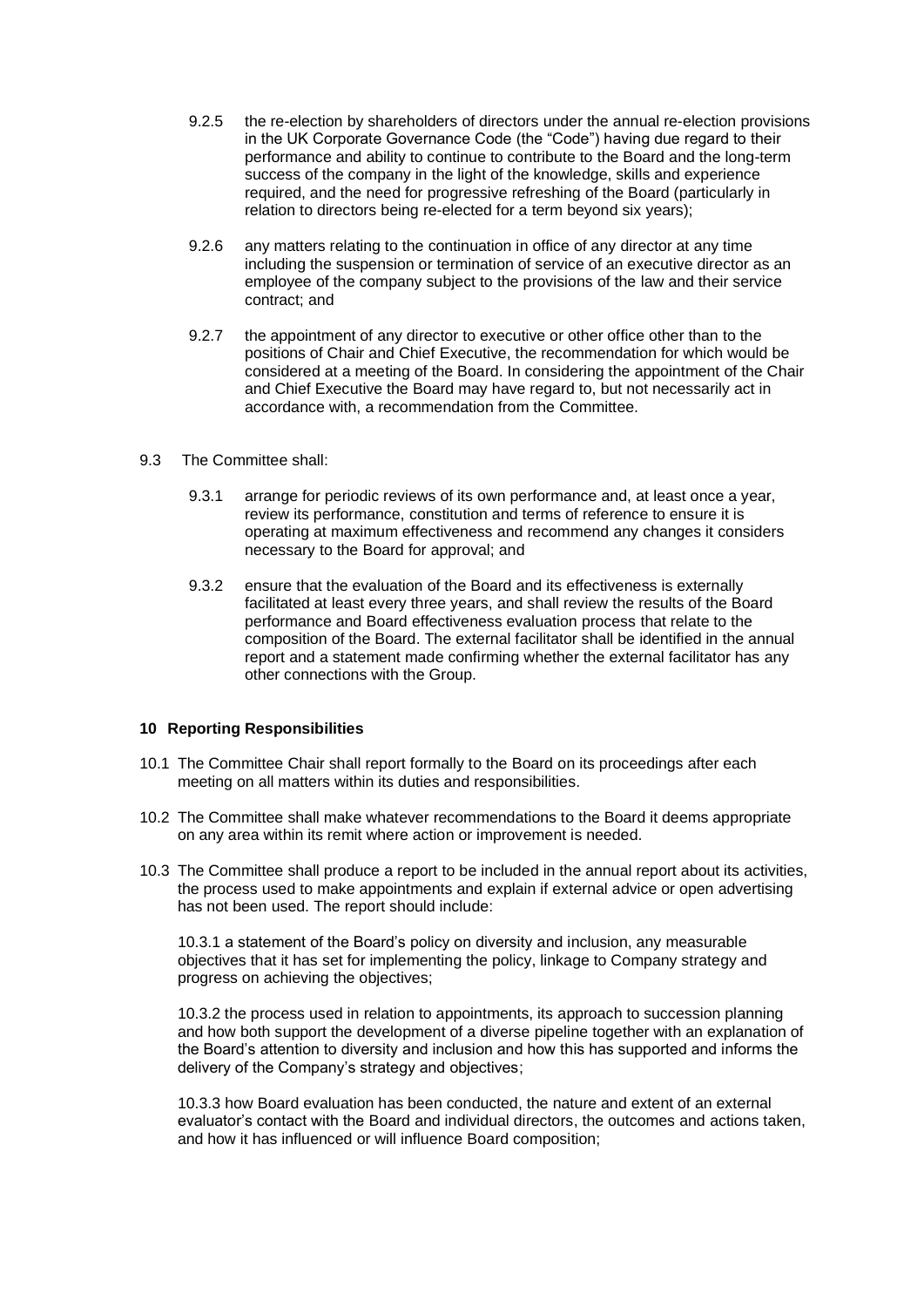9.2.5 the re-election by shareholders of directors under the annual re-election provisions in the UK Corporate Governance Code (the "Code") having due regard to their performance and ability to continue to contribute to the Board and the long-term success of the company in the light of the knowledge, skills and experience required, and the need for progressive refreshing of the Board (particularly in relation to directors being re-elected for a term beyond six years);

9.2.6 any matters relating to the continuation in office of any director at any time including the suspension or termination of service of an executive director as an employee of the company subject to the provisions of the law and their service contract; and

9.2.7 the appointment of any director to executive or other office other than to the positions of Chair and Chief Executive, the recommendation for which would be considered at a meeting of the Board. In considering the appointment of the Chair and Chief Executive the Board may have regard to, but not necessarily act in accordance with, a recommendation from the Committee.

9.3 The Committee shall:

9.3.1 arrange for periodic reviews of its own performance and, at least once a year, review its performance, constitution and terms of reference to ensure it is operating at maximum effectiveness and recommend any changes it considers necessary to the Board for approval; and

9.3.2 ensure that the evaluation of the Board and its effectiveness is externally facilitated at least every three years, and shall review the results of the Board performance and Board effectiveness evaluation process that relate to the composition of the Board. The external facilitator shall be identified in the annual report and a statement made confirming whether the external facilitator has any other connections with the Group.

## 10 Reporting Responsibilities

10.1 The Committee Chair shall report formally to the Board on its proceedings after each meeting on all matters within its duties and responsibilities.

10.2 The Committee shall make whatever recommendations to the Board it deems appropriate on any area within its remit where action or improvement is needed.

10.3 The Committee shall produce a report to be included in the annual report about its activities, the process used to make appointments and explain if external advice or open advertising has not been used. The report should include:

10.3.1 a statement of the Board's policy on diversity and inclusion, any measurable objectives that it has set for implementing the policy, linkage to Company strategy and progress on achieving the objectives;

10.3.2 the process used in relation to appointments, its approach to succession planning and how both support the development of a diverse pipeline together with an explanation of the Board's attention to diversity and inclusion and how this has supported and informs the delivery of the Company's strategy and objectives;

10.3.3 how Board evaluation has been conducted, the nature and extent of an external evaluator's contact with the Board and individual directors, the outcomes and actions taken, and how it has influenced or will influence Board composition;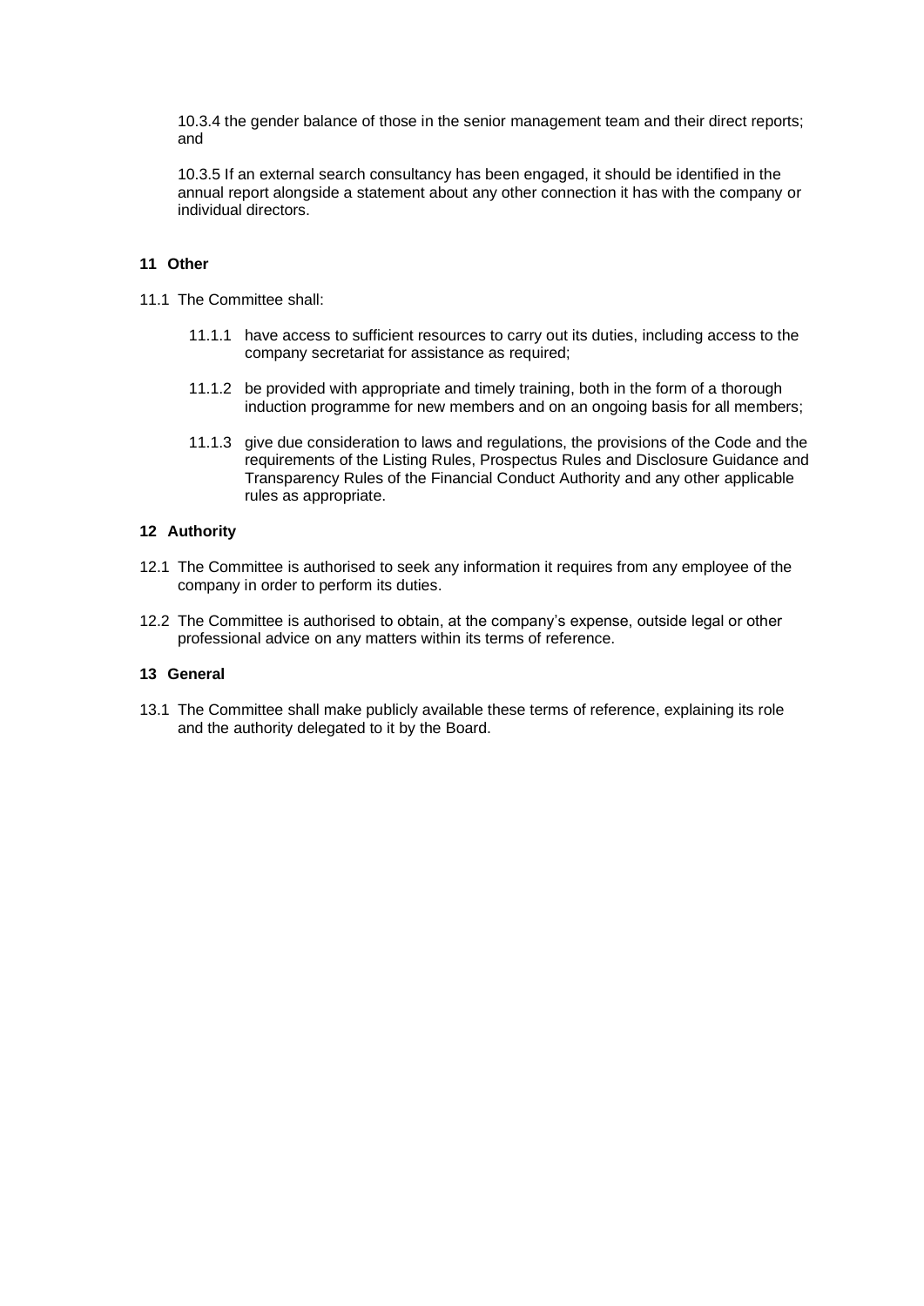10.3.4 the gender balance of those in the senior management team and their direct reports; and

10.3.5 If an external search consultancy has been engaged, it should be identified in the annual report alongside a statement about any other connection it has with the company or individual directors.

## 11 Other

11.1 The Committee shall:

11.1.1 have access to sufficient resources to carry out its duties, including access to the company secretariat for assistance as required;

11.1.2 be provided with appropriate and timely training, both in the form of a thorough induction programme for new members and on an ongoing basis for all members;

11.1.3 give due consideration to laws and regulations, the provisions of the Code and the requirements of the Listing Rules, Prospectus Rules and Disclosure Guidance and Transparency Rules of the Financial Conduct Authority and any other applicable rules as appropriate.

## 12 Authority

12.1 The Committee is authorised to seek any information it requires from any employee of the company in order to perform its duties.

12.2 The Committee is authorised to obtain, at the company's expense, outside legal or other professional advice on any matters within its terms of reference.

## 13 General

13.1 The Committee shall make publicly available these terms of reference, explaining its role and the authority delegated to it by the Board.